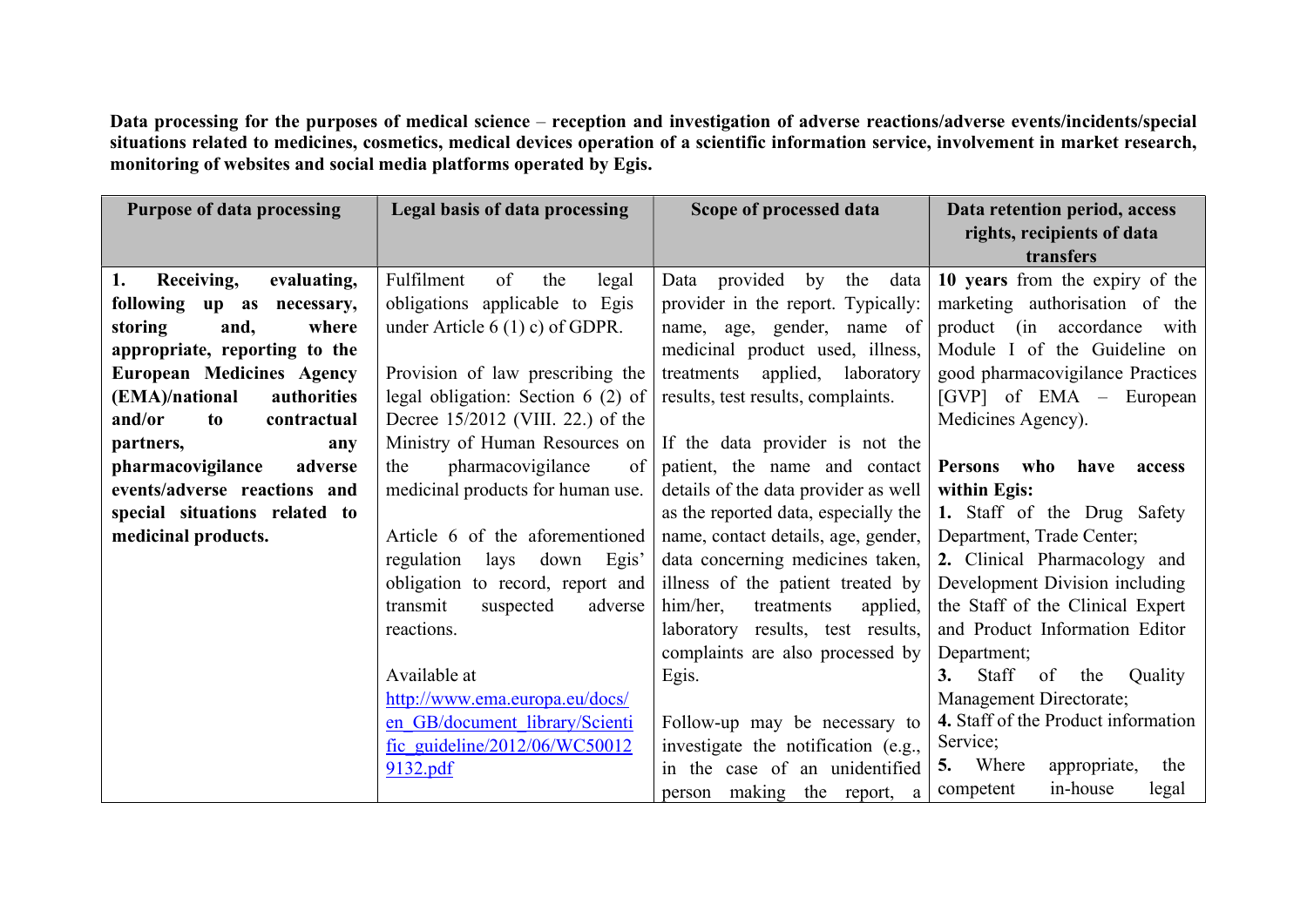**Data processing for the purposes of medical science – reception and investigation of adverse reactions/adverse events/incidents/special situations related to medicines, cosmetics, medical devices operation of a scientific information service, involvement in market research, monitoring of websites and social media platforms operated by Egis.**

| Purpose of data processing | Legal basis of data processing | Scope of processed data | Data retention period, access rights, recipients of data transfers |
|---|---|---|---|
| **1. Receiving, evaluating, following up as necessary, storing and, where appropriate, reporting to the European Medicines Agency (EMA)/national authorities and/or to contractual partners, any pharmacovigilance adverse events/adverse reactions and special situations related to medicinal products.** | Fulfilment of the legal obligations applicable to Egis under Article 6 (1) c) of GDPR.<br><br>Provision of law prescribing the legal obligation: Section 6 (2) of Decree 15/2012 (VIII. 22.) of the Ministry of Human Resources on the pharmacovigilance of medicinal products for human use.<br><br>Article 6 of the aforementioned regulation lays down Egis' obligation to record, report and transmit suspected adverse reactions.<br><br>Available at http://www.ema.europa.eu/docs/en_GB/document_library/Scientific_guideline/2012/06/WC500129132.pdf | Data provided by the data provider in the report. Typically: name, age, gender, name of medicinal product used, illness, treatments applied, laboratory results, test results, complaints.<br><br>If the data provider is not the patient, the name and contact details of the data provider as well as the reported data, especially the name, contact details, age, gender, data concerning medicines taken, illness of the patient treated by him/her, treatments applied, laboratory results, test results, complaints are also processed by Egis.<br><br>Follow-up may be necessary to investigate the notification (e.g., in the case of an unidentified person making the report, a | **10 years** from the expiry of the marketing authorisation of the product (in accordance with Module I of the Guideline on good pharmacovigilance Practices [GVP] of EMA – European Medicines Agency).<br><br>**Persons who have access within Egis:**<br>**1.** Staff of the Drug Safety Department, Trade Center;<br>**2.** Clinical Pharmacology and Development Division including the Staff of the Clinical Expert and Product Information Editor Department;<br>**3.** Staff of the Quality Management Directorate;<br>**4.** Staff of the Product information Service;<br>**5.** Where appropriate, the competent in-house legal |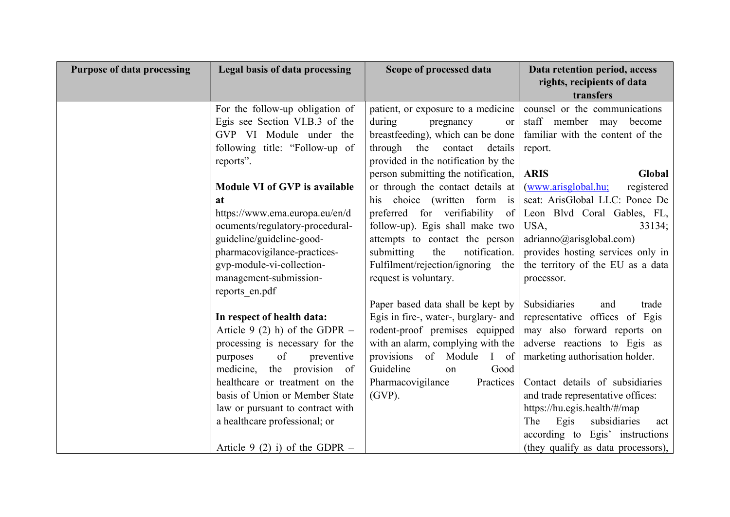| Purpose of data processing | Legal basis of data processing | Scope of processed data | Data retention period, access rights, recipients of data transfers |
|---|---|---|---|
| | For the follow-up obligation of Egis see Section VI.B.3 of the GVP VI Module under the following title: "Follow-up of reports".<br><br>**Module VI of GVP is available at** https://www.ema.europa.eu/en/documents/regulatory-procedural-guideline/guideline-good-pharmacovigilance-practices-gvp-module-vi-collection-management-submission-reports_en.pdf<br><br>**In respect of health data:**<br>Article 9 (2) h) of the GDPR – processing is necessary for the purposes of preventive medicine, the provision of healthcare or treatment on the basis of Union or Member State law or pursuant to contract with a healthcare professional; or<br><br>Article 9 (2) i) of the GDPR – | patient, or exposure to a medicine during pregnancy or breastfeeding), which can be done through the contact details provided in the notification by the person submitting the notification, or through the contact details at his choice (written form is preferred for verifiability of follow-up). Egis shall make two attempts to contact the person submitting the notification. Fulfilment/rejection/ignoring the request is voluntary.<br><br>Paper based data shall be kept by Egis in fire-, water-, burglary- and rodent-proof premises equipped with an alarm, complying with the provisions of Module I of Guideline on Good Pharmacovigilance Practices (GVP). | counsel or the communications staff member may become familiar with the content of the report.<br><br>**ARIS Global** (www.arisglobal.hu; registered seat: ArisGlobal LLC: Ponce De Leon Blvd Coral Gables, FL, USA, 33134; adrianno@arisglobal.com) provides hosting services only in the territory of the EU as a data processor.<br><br>Subsidiaries and trade representative offices of Egis may also forward reports on adverse reactions to Egis as marketing authorisation holder.<br><br>Contact details of subsidiaries and trade representative offices: https://hu.egis.health/#/map<br>The Egis subsidiaries act according to Egis' instructions (they qualify as data processors), |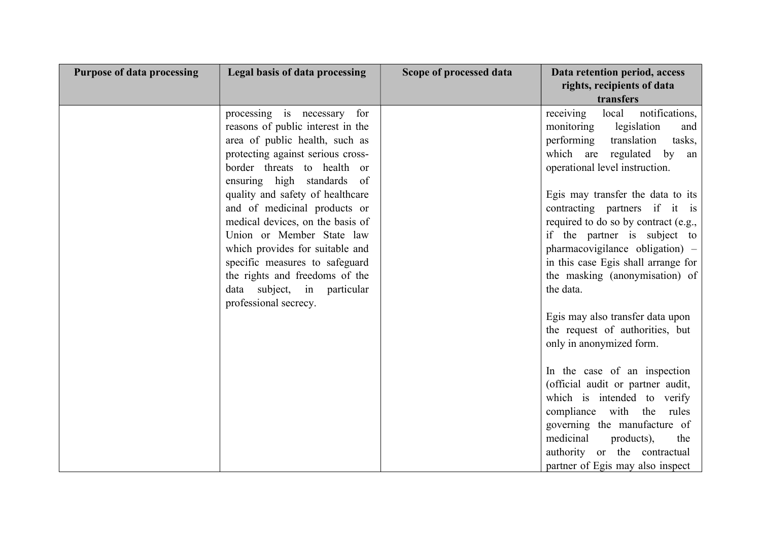| Purpose of data processing | Legal basis of data processing | Scope of processed data | Data retention period, access rights, recipients of data transfers |
|---|---|---|---|
| | processing is necessary for reasons of public interest in the area of public health, such as protecting against serious cross-border threats to health or ensuring high standards of quality and safety of healthcare and of medicinal products or medical devices, on the basis of Union or Member State law which provides for suitable and specific measures to safeguard the rights and freedoms of the data subject, in particular professional secrecy. | | receiving local notifications, monitoring legislation and performing translation tasks, which are regulated by an operational level instruction.<br><br>Egis may transfer the data to its contracting partners if it is required to do so by contract (e.g., if the partner is subject to pharmacovigilance obligation) – in this case Egis shall arrange for the masking (anonymisation) of the data.<br><br>Egis may also transfer data upon the request of authorities, but only in anonymized form.<br><br>In the case of an inspection (official audit or partner audit, which is intended to verify compliance with the rules governing the manufacture of medicinal products), the authority or the contractual partner of Egis may also inspect |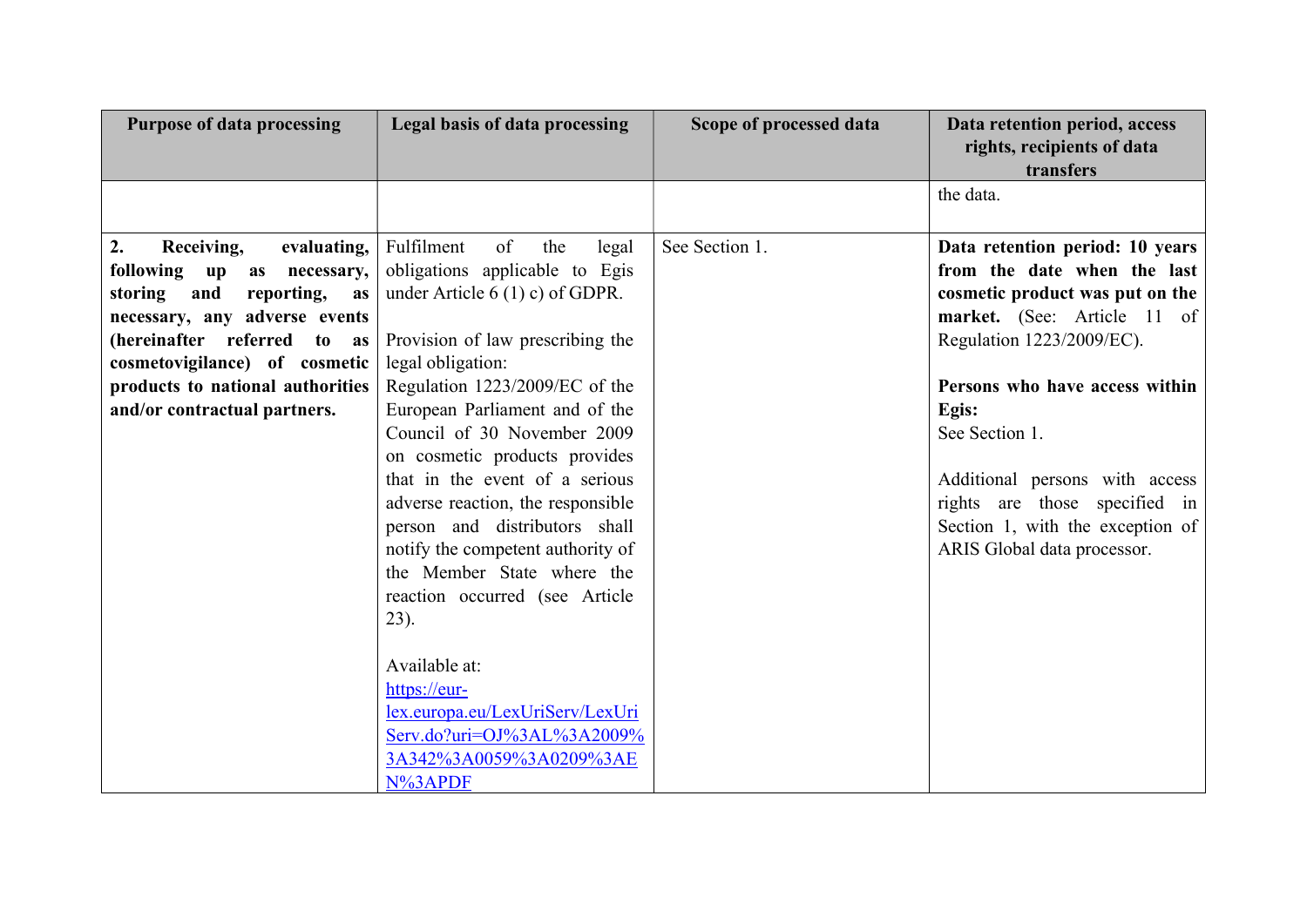| Purpose of data processing | Legal basis of data processing | Scope of processed data | Data retention period, access rights, recipients of data transfers |
|---|---|---|---|
| | | | the data. |
| **2. Receiving, evaluating, following up as necessary, storing and reporting, as necessary, any adverse events (hereinafter referred to as cosmetovigilance) of cosmetic products to national authorities and/or contractual partners.** | Fulfilment of the legal obligations applicable to Egis under Article 6 (1) c) of GDPR.<br><br>Provision of law prescribing the legal obligation:<br>Regulation 1223/2009/EC of the European Parliament and of the Council of 30 November 2009 on cosmetic products provides that in the event of a serious adverse reaction, the responsible person and distributors shall notify the competent authority of the Member State where the reaction occurred (see Article 23).<br><br>Available at:<br>[https://eur-lex.europa.eu/LexUriServ/LexUriServ.do?uri=OJ%3AL%3A2009%3A342%3A0059%3A0209%3AEN%3APDF](https://eur-lex.europa.eu/LexUriServ/LexUriServ.do?uri=OJ%3AL%3A2009%3A342%3A0059%3A0209%3AEN%3APDF) | See Section 1. | **Data retention period: 10 years from the date when the last cosmetic product was put on the market.** (See: Article 11 of Regulation 1223/2009/EC).<br><br>**Persons who have access within Egis:**<br>See Section 1.<br><br>Additional persons with access rights are those specified in Section 1, with the exception of ARIS Global data processor. |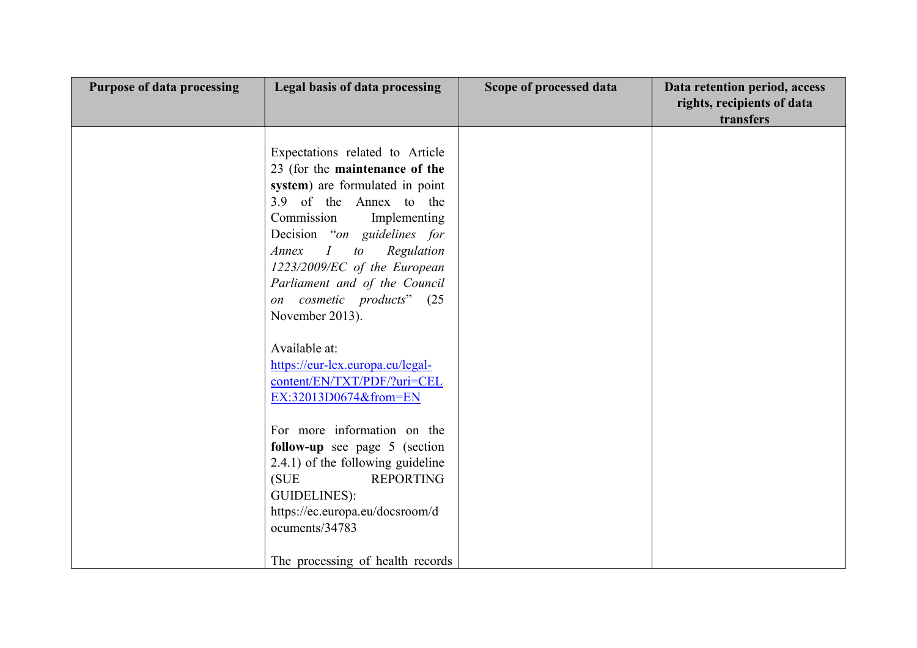| Purpose of data processing | Legal basis of data processing | Scope of processed data | Data retention period, access rights, recipients of data transfers |
|---|---|---|---|
| | Expectations related to Article 23 (for the **maintenance of the system**) are formulated in point 3.9 of the Annex to the Commission Implementing Decision "*on guidelines for Annex I to Regulation 1223/2009/EC of the European Parliament and of the Council on cosmetic products*" (25 November 2013).<br><br>Available at: [https://eur-lex.europa.eu/legal-content/EN/TXT/PDF/?uri=CELEX:32013D0674&from=EN](https://eur-lex.europa.eu/legal-content/EN/TXT/PDF/?uri=CELEX:32013D0674&from=EN)<br><br>For more information on the **follow-up** see page 5 (section 2.4.1) of the following guideline (SUE REPORTING GUIDELINES): https://ec.europa.eu/docsroom/documents/34783<br><br>The processing of health records | | |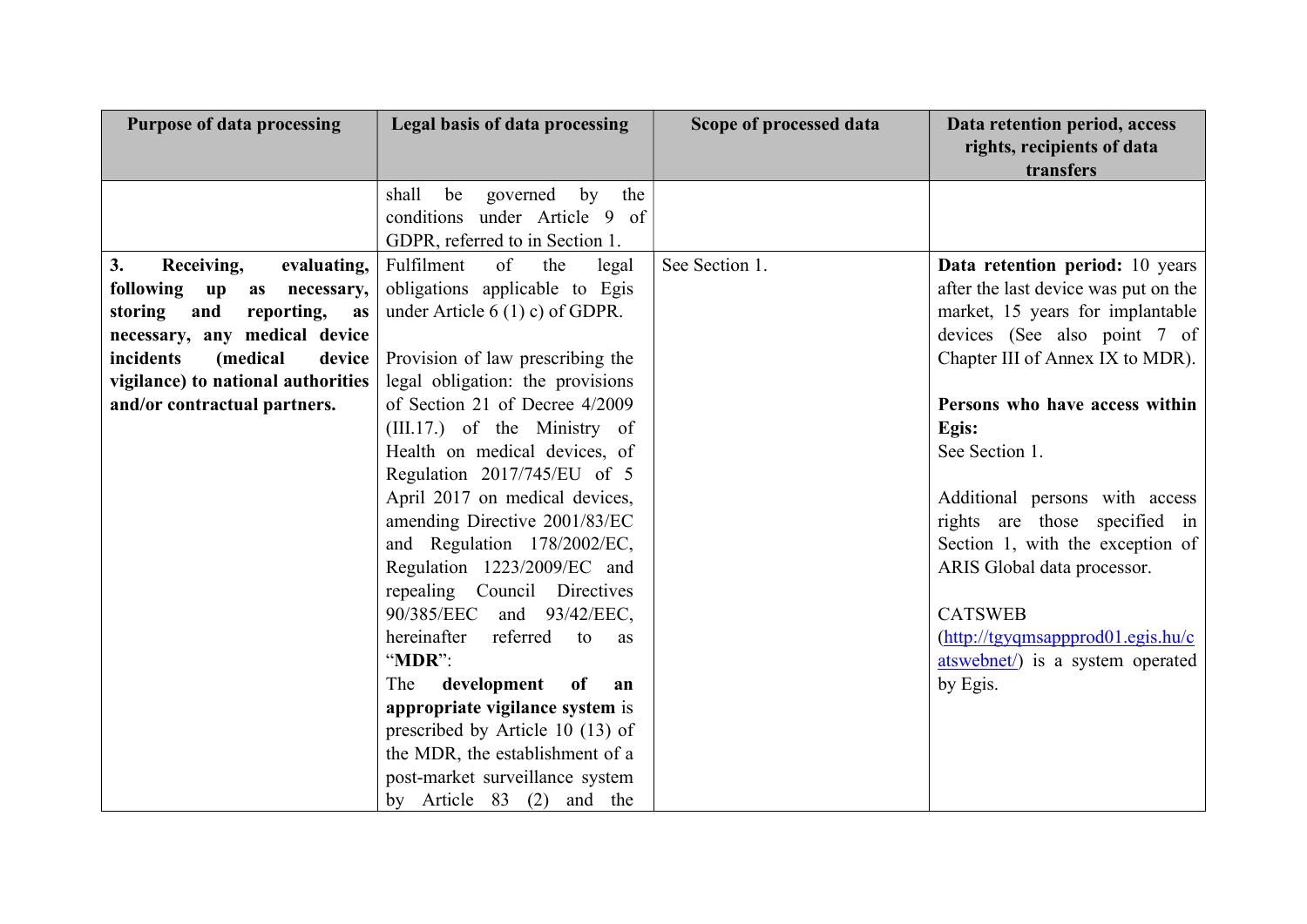| Purpose of data processing | Legal basis of data processing | Scope of processed data | Data retention period, access rights, recipients of data transfers |
|---|---|---|---|
| | shall be governed by the conditions under Article 9 of GDPR, referred to in Section 1. | | |
| **3. Receiving, evaluating, following up as necessary, storing and reporting, as necessary, any medical device incidents (medical device vigilance) to national authorities and/or contractual partners.** | Fulfilment of the legal obligations applicable to Egis under Article 6 (1) c) of GDPR.<br><br>Provision of law prescribing the legal obligation: the provisions of Section 21 of Decree 4/2009 (III.17.) of the Ministry of Health on medical devices, of Regulation 2017/745/EU of 5 April 2017 on medical devices, amending Directive 2001/83/EC and Regulation 178/2002/EC, Regulation 1223/2009/EC and repealing Council Directives 90/385/EEC and 93/42/EEC, hereinafter referred to as "**MDR**":<br>The **development of an appropriate vigilance system** is prescribed by Article 10 (13) of the MDR, the establishment of a post-market surveillance system by Article 83 (2) and the | See Section 1. | **Data retention period:** 10 years after the last device was put on the market, 15 years for implantable devices (See also point 7 of Chapter III of Annex IX to MDR).<br><br>**Persons who have access within Egis:**<br>See Section 1.<br><br>Additional persons with access rights are those specified in Section 1, with the exception of ARIS Global data processor.<br><br>CATSWEB (http://tgyqmsappprod01.egis.hu/catswebnet/) is a system operated by Egis. |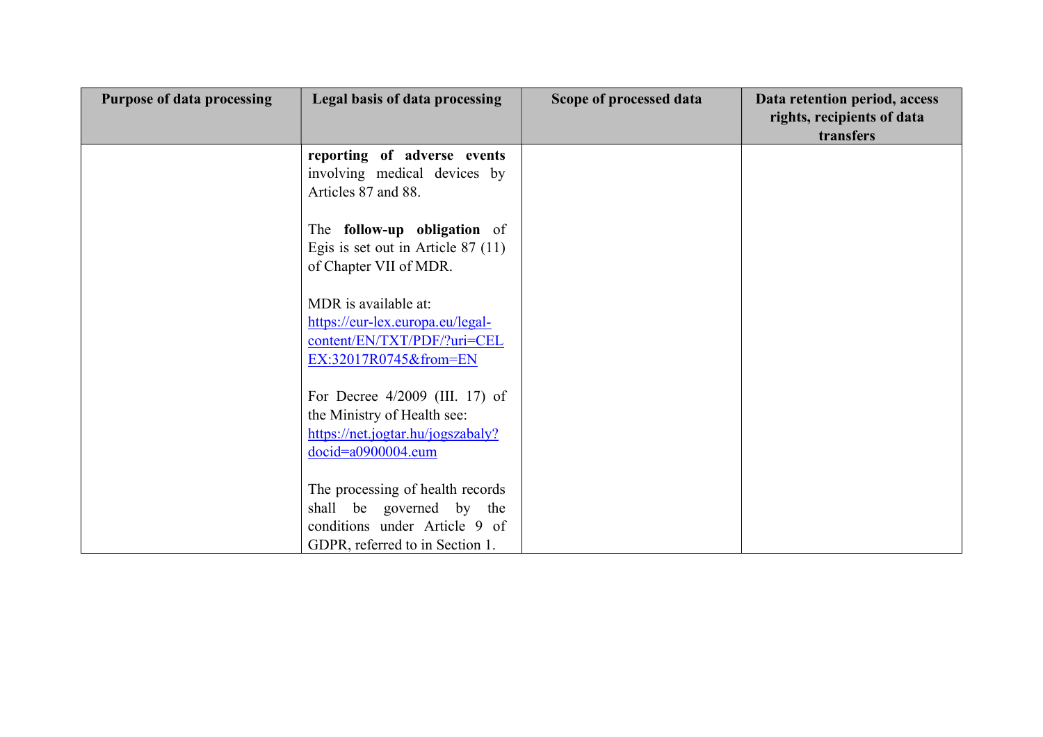| Purpose of data processing | Legal basis of data processing | Scope of processed data | Data retention period, access rights, recipients of data transfers |
| --- | --- | --- | --- |
| | **reporting of adverse events** involving medical devices by Articles 87 and 88.<br><br>The **follow-up obligation** of Egis is set out in Article 87 (11) of Chapter VII of MDR.<br><br>MDR is available at: https://eur-lex.europa.eu/legal-content/EN/TXT/PDF/?uri=CELEX:32017R0745&from=EN<br><br>For Decree 4/2009 (III. 17) of the Ministry of Health see: https://net.jogtar.hu/jogszabaly?docid=a0900004.eum<br><br>The processing of health records shall be governed by the conditions under Article 9 of GDPR, referred to in Section 1. | | |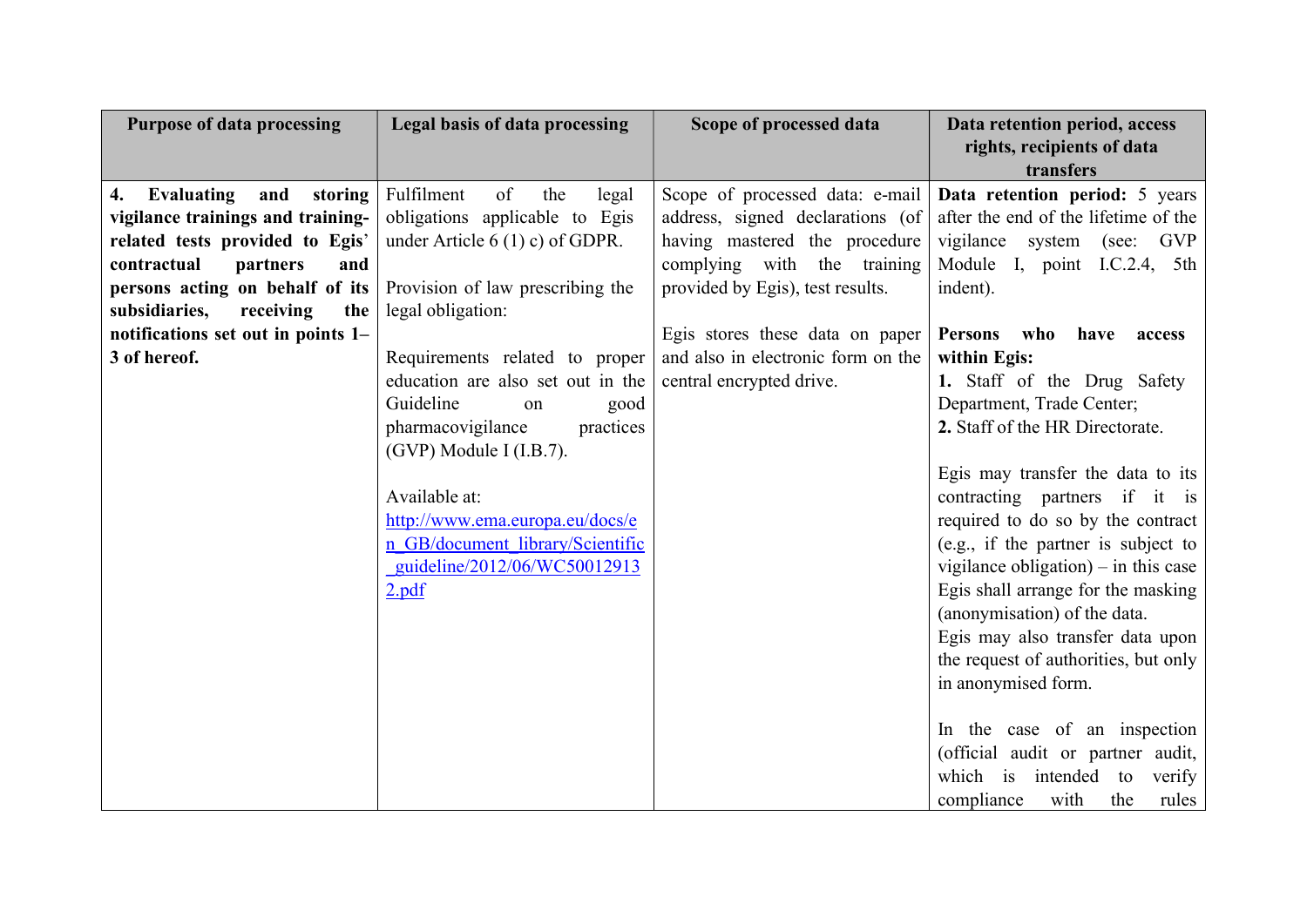| Purpose of data processing | Legal basis of data processing | Scope of processed data | Data retention period, access rights, recipients of data transfers |
|---|---|---|---|
| **4. Evaluating and storing vigilance trainings and training-related tests provided to Egis' contractual partners and persons acting on behalf of its subsidiaries, receiving the notifications set out in points 1–3 of hereof.** | Fulfilment of the legal obligations applicable to Egis under Article 6 (1) c) of GDPR.<br><br>Provision of law prescribing the legal obligation:<br><br>Requirements related to proper education are also set out in the Guideline on good pharmacovigilance practices (GVP) Module I (I.B.7).<br><br>Available at: [http://www.ema.europa.eu/docs/en_GB/document_library/Scientific_guideline/2012/06/WC500129132.pdf](http://www.ema.europa.eu/docs/en_GB/document_library/Scientific_guideline/2012/06/WC500129132.pdf) | Scope of processed data: e-mail address, signed declarations (of having mastered the procedure complying with the training provided by Egis), test results.<br><br>Egis stores these data on paper and also in electronic form on the central encrypted drive. | **Data retention period:** 5 years after the end of the lifetime of the vigilance system (see: GVP Module I, point I.C.2.4, 5th indent).<br><br>**Persons who have access within Egis:**<br>**1.** Staff of the Drug Safety Department, Trade Center;<br>**2.** Staff of the HR Directorate.<br><br>Egis may transfer the data to its contracting partners if it is required to do so by the contract (e.g., if the partner is subject to vigilance obligation) – in this case Egis shall arrange for the masking (anonymisation) of the data.<br>Egis may also transfer data upon the request of authorities, but only in anonymised form.<br><br>In the case of an inspection (official audit or partner audit, which is intended to verify compliance with the rules |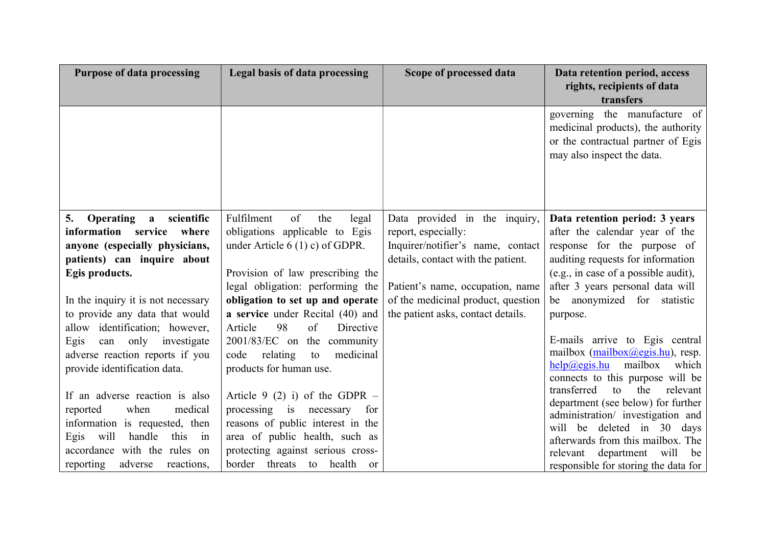| Purpose of data processing | Legal basis of data processing | Scope of processed data | Data retention period, access rights, recipients of data transfers |
|---|---|---|---|
| | | | governing the manufacture of medicinal products), the authority or the contractual partner of Egis may also inspect the data. |
| **5. Operating a scientific information service where anyone (especially physicians, patients) can inquire about Egis products.**<br><br>In the inquiry it is not necessary to provide any data that would allow identification; however, Egis can only investigate adverse reaction reports if you provide identification data.<br><br>If an adverse reaction is also reported when medical information is requested, then Egis will handle this in accordance with the rules on reporting adverse reactions, | Fulfilment of the legal obligations applicable to Egis under Article 6 (1) c) of GDPR.<br><br>Provision of law prescribing the legal obligation: performing the **obligation to set up and operate a service** under Recital (40) and Article 98 of Directive 2001/83/EC on the community code relating to medicinal products for human use.<br><br>Article 9 (2) i) of the GDPR – processing is necessary for reasons of public interest in the area of public health, such as protecting against serious cross-border threats to health or | Data provided in the inquiry, report, especially:<br>Inquirer/notifier's name, contact details, contact with the patient.<br><br>Patient's name, occupation, name of the medicinal product, question the patient asks, contact details. | **Data retention period: 3 years** after the calendar year of the response for the purpose of auditing requests for information (e.g., in case of a possible audit), after 3 years personal data will be anonymized for statistic purpose.<br><br>E-mails arrive to Egis central mailbox (mailbox@egis.hu), resp. help@egis.hu mailbox which connects to this purpose will be transferred to the relevant department (see below) for further administration/ investigation and will be deleted in 30 days afterwards from this mailbox. The relevant department will be responsible for storing the data for |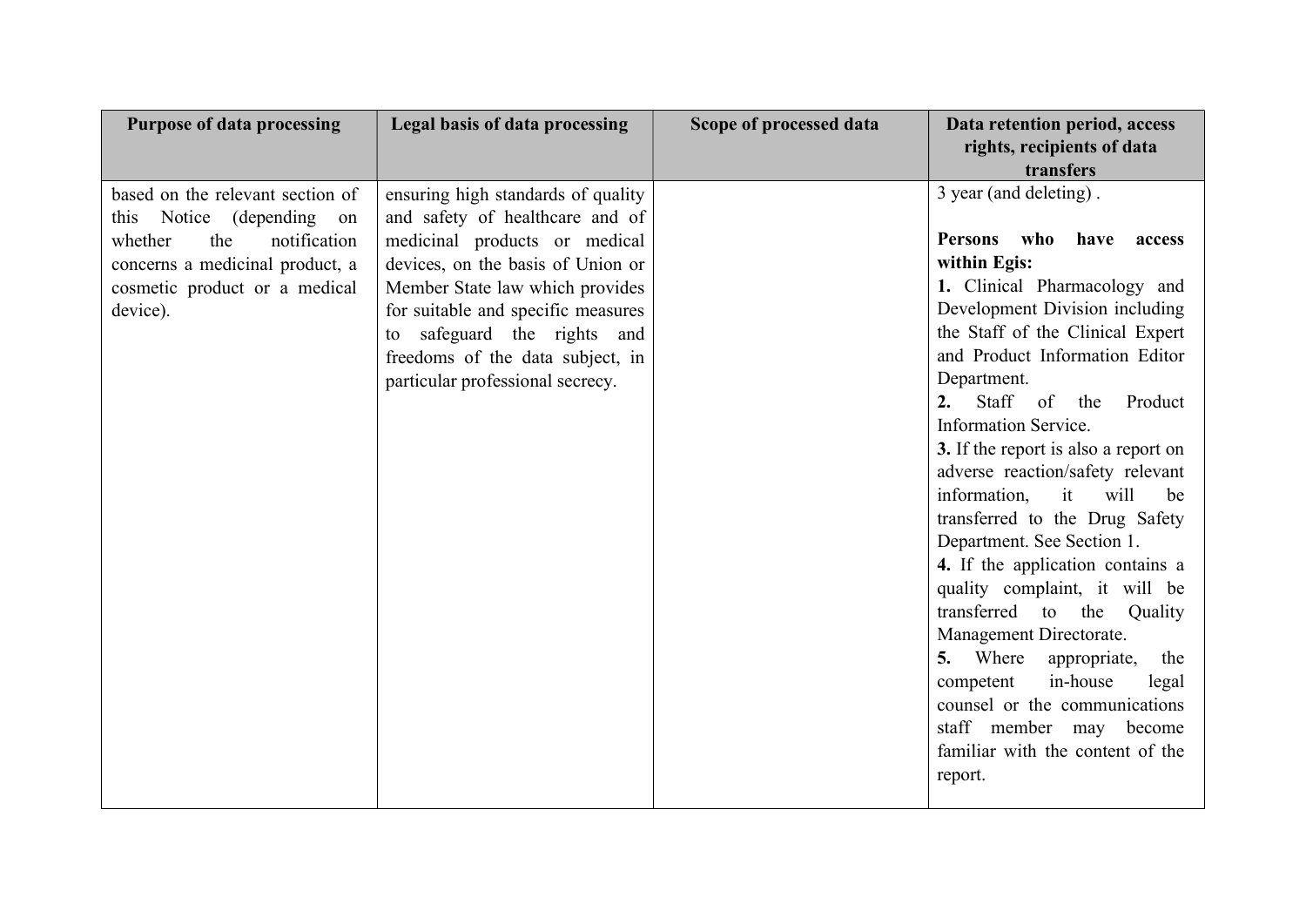| Purpose of data processing | Legal basis of data processing | Scope of processed data | Data retention period, access rights, recipients of data transfers |
|---|---|---|---|
| based on the relevant section of this Notice (depending on whether the notification concerns a medicinal product, a cosmetic product or a medical device). | ensuring high standards of quality and safety of healthcare and of medicinal products or medical devices, on the basis of Union or Member State law which provides for suitable and specific measures to safeguard the rights and freedoms of the data subject, in particular professional secrecy. | | 3 year (and deleting) .<br><br>**Persons who have access within Egis:**<br>**1.** Clinical Pharmacology and Development Division including the Staff of the Clinical Expert and Product Information Editor Department.<br>**2.** Staff of the Product Information Service.<br>**3.** If the report is also a report on adverse reaction/safety relevant information, it will be transferred to the Drug Safety Department. See Section 1.<br>**4.** If the application contains a quality complaint, it will be transferred to the Quality Management Directorate.<br>**5.** Where appropriate, the competent in-house legal counsel or the communications staff member may become familiar with the content of the report. |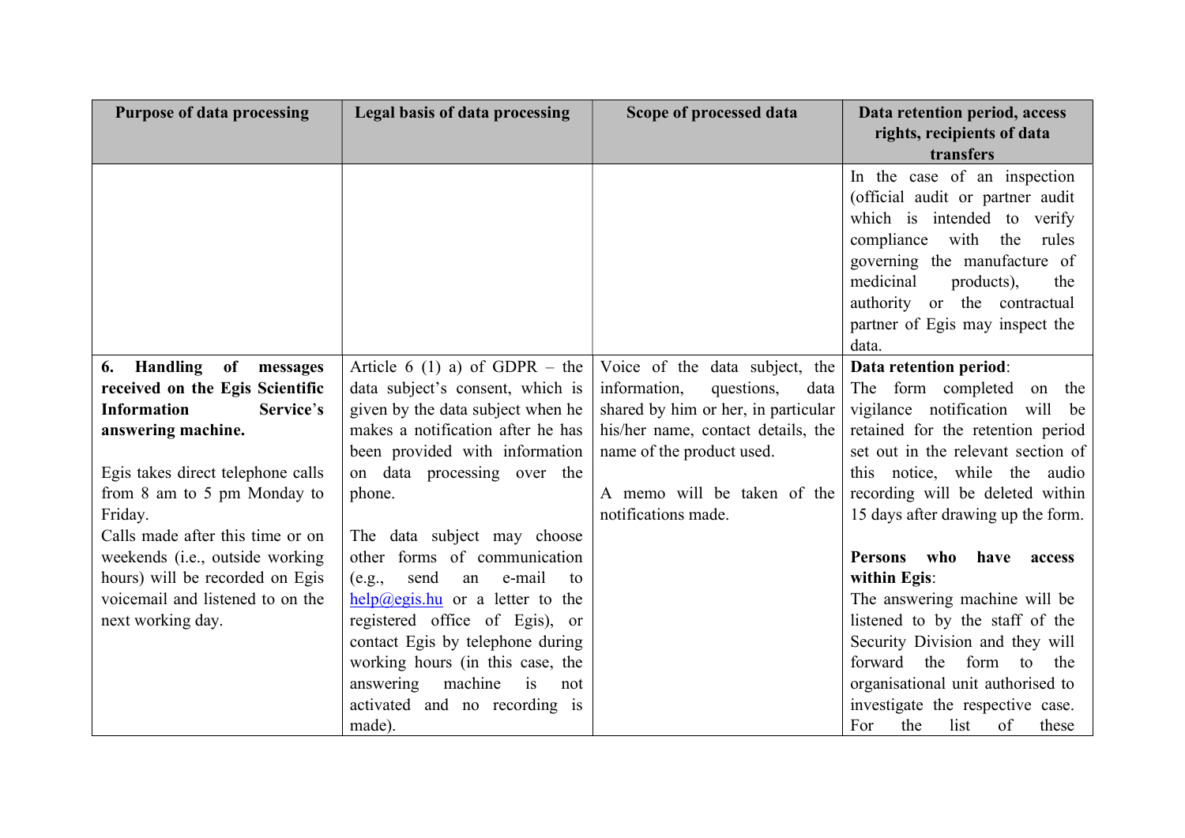| Purpose of data processing | Legal basis of data processing | Scope of processed data | Data retention period, access rights, recipients of data transfers |
|---|---|---|---|
| | | | In the case of an inspection (official audit or partner audit which is intended to verify compliance with the rules governing the manufacture of medicinal products), the authority or the contractual partner of Egis may inspect the data. |
| **6. Handling of messages received on the Egis Scientific Information Service's answering machine.**<br><br>Egis takes direct telephone calls from 8 am to 5 pm Monday to Friday.<br>Calls made after this time or on weekends (i.e., outside working hours) will be recorded on Egis voicemail and listened to on the next working day. | Article 6 (1) a) of GDPR – the data subject's consent, which is given by the data subject when he makes a notification after he has been provided with information on data processing over the phone.<br><br>The data subject may choose other forms of communication (e.g., send an e-mail to help@egis.hu or a letter to the registered office of Egis), or contact Egis by telephone during working hours (in this case, the answering machine is not activated and no recording is made). | Voice of the data subject, the information, questions, data shared by him or her, in particular his/her name, contact details, the name of the product used.<br><br>A memo will be taken of the notifications made. | **Data retention period**:<br>The form completed on the vigilance notification will be retained for the retention period set out in the relevant section of this notice, while the audio recording will be deleted within 15 days after drawing up the form.<br><br>**Persons who have access within Egis**:<br>The answering machine will be listened to by the staff of the Security Division and they will forward the form to the organisational unit authorised to investigate the respective case. For the list of these |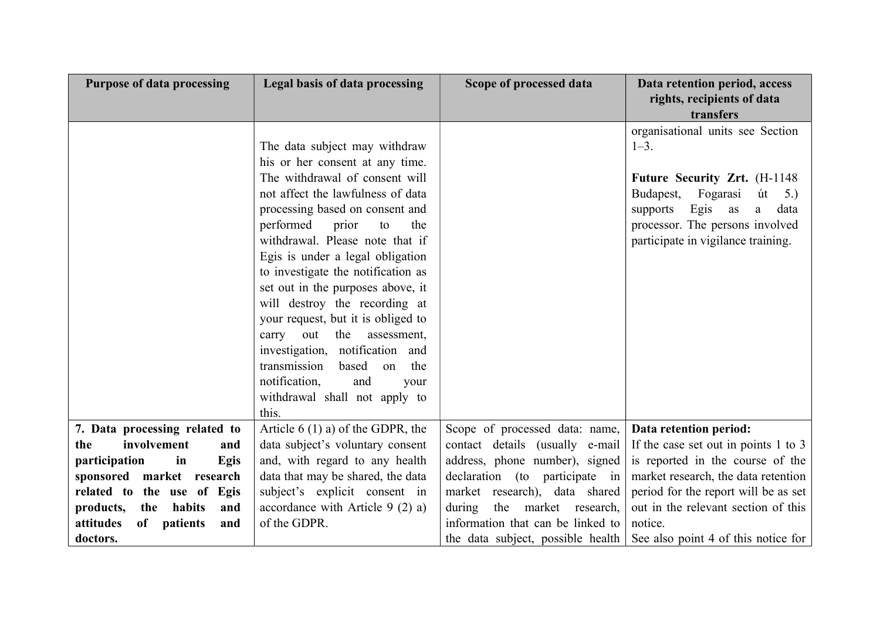| Purpose of data processing | Legal basis of data processing | Scope of processed data | Data retention period, access rights, recipients of data transfers |
|---|---|---|---|
| | The data subject may withdraw his or her consent at any time. The withdrawal of consent will not affect the lawfulness of data processing based on consent and performed prior to the withdrawal. Please note that if Egis is under a legal obligation to investigate the notification as set out in the purposes above, it will destroy the recording at your request, but it is obliged to carry out the assessment, investigation, notification and transmission based on the notification, and your withdrawal shall not apply to this. | | organisational units see Section 1–3.<br><br>**Future Security Zrt.** (H-1148 Budapest, Fogarasi út 5.) supports Egis as a data processor. The persons involved participate in vigilance training. |
| **7. Data processing related to the involvement and participation in Egis sponsored market research related to the use of Egis products, the habits and attitudes of patients and doctors.** | Article 6 (1) a) of the GDPR, the data subject's voluntary consent and, with regard to any health data that may be shared, the data subject's explicit consent in accordance with Article 9 (2) a) of the GDPR. | Scope of processed data: name, contact details (usually e-mail address, phone number), signed declaration (to participate in market research), data shared during the market research, information that can be linked to the data subject, possible health | **Data retention period:**<br>If the case set out in points 1 to 3 is reported in the course of the market research, the data retention period for the report will be as set out in the relevant section of this notice.<br>See also point 4 of this notice for |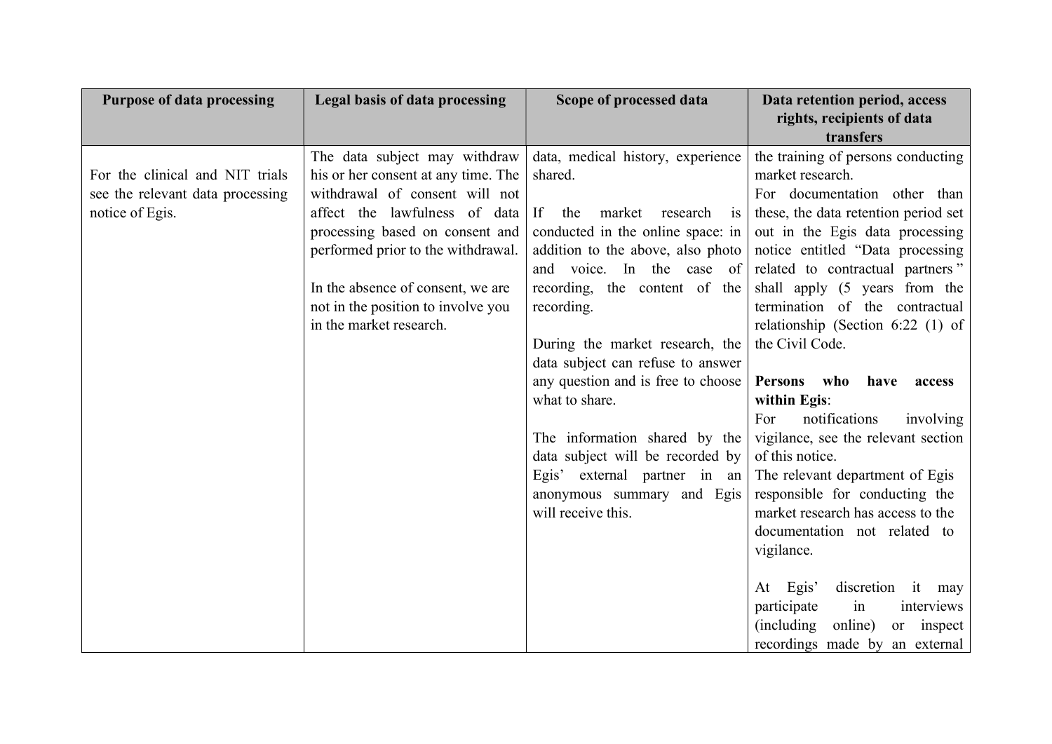| Purpose of data processing | Legal basis of data processing | Scope of processed data | Data retention period, access rights, recipients of data transfers |
|---|---|---|---|
| For the clinical and NIT trials see the relevant data processing notice of Egis. | The data subject may withdraw his or her consent at any time. The withdrawal of consent will not affect the lawfulness of data processing based on consent and performed prior to the withdrawal.<br><br>In the absence of consent, we are not in the position to involve you in the market research. | data, medical history, experience shared.<br><br>If the market research is conducted in the online space: in addition to the above, also photo and voice. In the case of recording, the content of the recording.<br><br>During the market research, the data subject can refuse to answer any question and is free to choose what to share.<br><br>The information shared by the data subject will be recorded by Egis' external partner in an anonymous summary and Egis will receive this. | the training of persons conducting market research.<br>For documentation other than these, the data retention period set out in the Egis data processing notice entitled "Data processing related to contractual partners" shall apply (5 years from the termination of the contractual relationship (Section 6:22 (1) of the Civil Code.<br><br>**Persons who have access within Egis**:<br>For notifications involving vigilance, see the relevant section of this notice.<br>The relevant department of Egis responsible for conducting the market research has access to the documentation not related to vigilance.<br><br>At Egis' discretion it may participate in interviews (including online) or inspect recordings made by an external |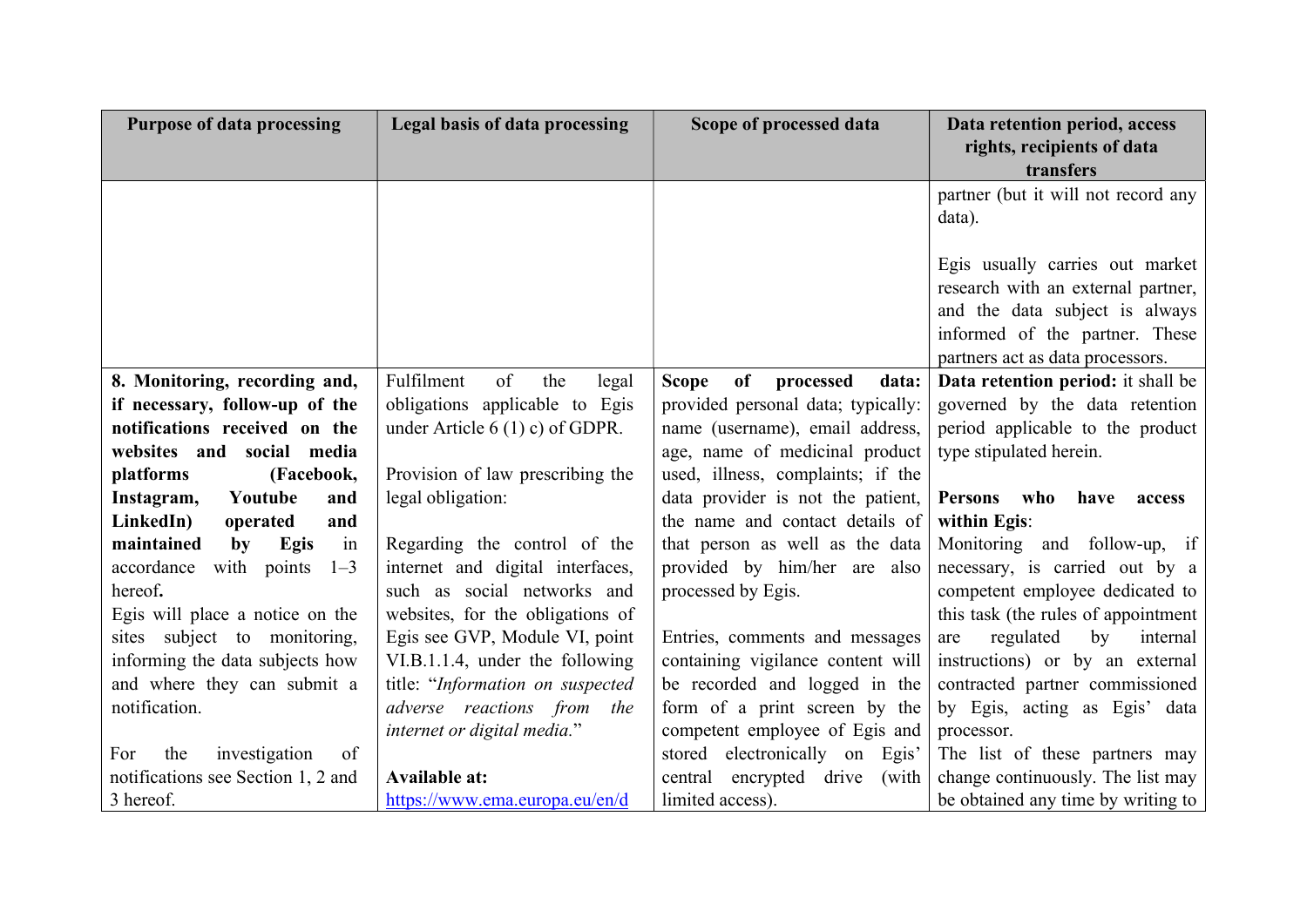| Purpose of data processing | Legal basis of data processing | Scope of processed data | Data retention period, access rights, recipients of data transfers |
|---|---|---|---|
| | | | partner (but it will not record any data).<br><br>Egis usually carries out market research with an external partner, and the data subject is always informed of the partner. These partners act as data processors. |
| **8. Monitoring, recording and, if necessary, follow-up of the notifications received on the websites and social media platforms (Facebook, Instagram, Youtube and LinkedIn) operated and maintained by Egis** in accordance with points 1–3 hereof**.**<br>Egis will place a notice on the sites subject to monitoring, informing the data subjects how and where they can submit a notification.<br><br>For the investigation of notifications see Section 1, 2 and 3 hereof. | Fulfilment of the legal obligations applicable to Egis under Article 6 (1) c) of GDPR.<br><br>Provision of law prescribing the legal obligation:<br><br>Regarding the control of the internet and digital interfaces, such as social networks and websites, for the obligations of Egis see GVP, Module VI, point VI.B.1.1.4, under the following title: "*Information on suspected adverse reactions from the internet or digital media.*"<br><br>**Available at:**<br>https://www.ema.europa.eu/en/d | **Scope of processed data:** provided personal data; typically: name (username), email address, age, name of medicinal product used, illness, complaints; if the data provider is not the patient, the name and contact details of that person as well as the data provided by him/her are also processed by Egis.<br><br>Entries, comments and messages containing vigilance content will be recorded and logged in the form of a print screen by the competent employee of Egis and stored electronically on Egis' central encrypted drive (with limited access). | **Data retention period:** it shall be governed by the data retention period applicable to the product type stipulated herein.<br><br>**Persons who have access within Egis**:<br>Monitoring and follow-up, if necessary, is carried out by a competent employee dedicated to this task (the rules of appointment are regulated by internal instructions) or by an external contracted partner commissioned by Egis, acting as Egis' data processor.<br>The list of these partners may change continuously. The list may be obtained any time by writing to |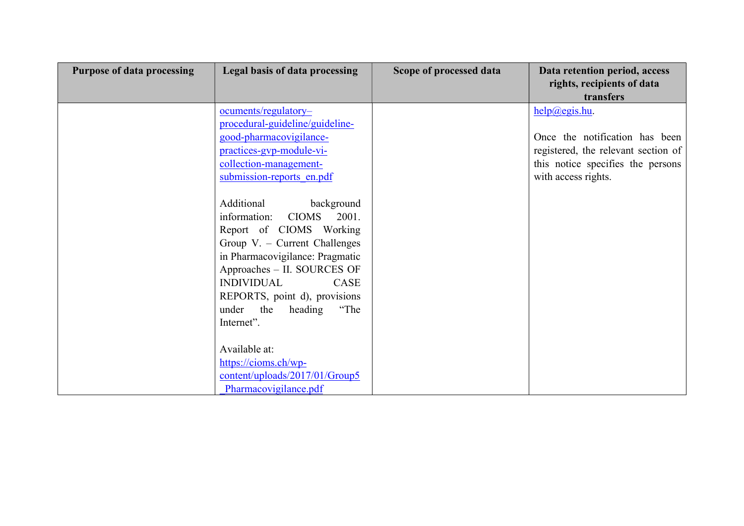| Purpose of data processing | Legal basis of data processing | Scope of processed data | Data retention period, access rights, recipients of data transfers |
|---|---|---|---|
| | ocuments/regulatory–procedural-guideline/guideline-good-pharmacovigilance-practices-gvp-module-vi-collection-management-submission-reports_en.pdf<br><br>Additional background information: CIOMS 2001. Report of CIOMS Working Group V. – Current Challenges in Pharmacovigilance: Pragmatic Approaches – II. SOURCES OF INDIVIDUAL CASE REPORTS, point d), provisions under the heading “The Internet”.<br><br>Available at: https://cioms.ch/wp-content/uploads/2017/01/Group5_Pharmacovigilance.pdf | | help@egis.hu.<br><br>Once the notification has been registered, the relevant section of this notice specifies the persons with access rights. |